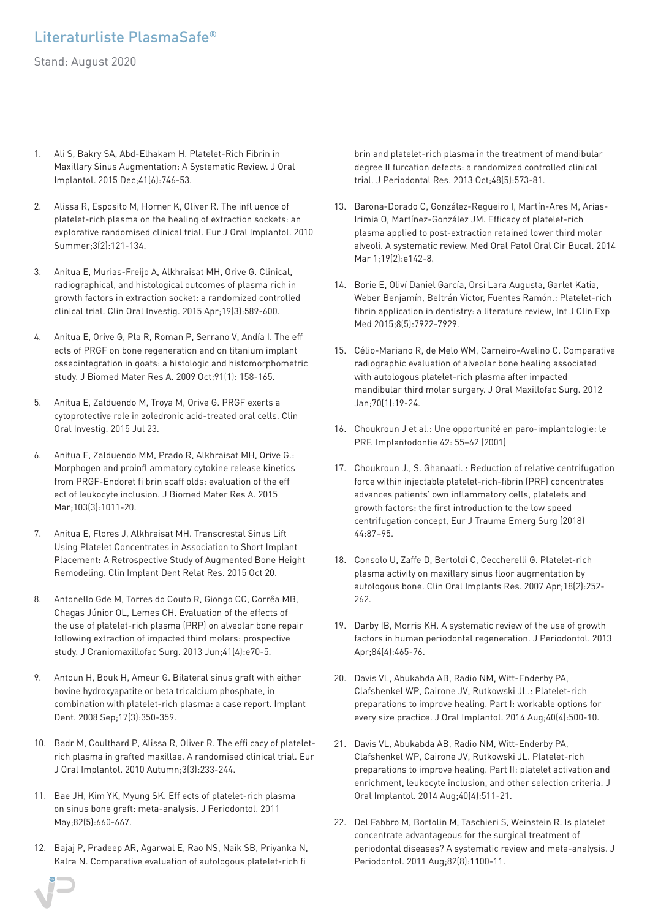# Literaturliste PlasmaSafe®

Stand: August 2020

1. Ali S, Bakry SA, Abd-Elhakam H. Platelet-Rich Fibrin in Maxillary Sinus Augmentation: A Systematic Review. J Oral Implantol. 2015 Dec;41(6):746-53.

2. Alissa R, Esposito M, Horner K, Oliver R. The infl uence of platelet-rich plasma on the healing of extraction sockets: an explorative randomised clinical trial. Eur J Oral Implantol. 2010 Summer;3(2):121-134.

3. Anitua E, Murias-Freijo A, Alkhraisat MH, Orive G. Clinical, radiographical, and histological outcomes of plasma rich in growth factors in extraction socket: a randomized controlled clinical trial. Clin Oral Investig. 2015 Apr;19(3):589-600.

4. Anitua E, Orive G, Pla R, Roman P, Serrano V, Andía I. The eff ects of PRGF on bone regeneration and on titanium implant osseointegration in goats: a histologic and histomorphometric study. J Biomed Mater Res A. 2009 Oct;91(1): 158-165.

5. Anitua E, Zalduendo M, Troya M, Orive G. PRGF exerts a cytoprotective role in zoledronic acid-treated oral cells. Clin Oral Investig. 2015 Jul 23.

6. Anitua E, Zalduendo MM, Prado R, Alkhraisat MH, Orive G.: Morphogen and proinfl ammatory cytokine release kinetics from PRGF-Endoret fi brin scaff olds: evaluation of the eff ect of leukocyte inclusion. J Biomed Mater Res A. 2015 Mar;103(3):1011-20.

7. Anitua E, Flores J, Alkhraisat MH. Transcrestal Sinus Lift Using Platelet Concentrates in Association to Short Implant Placement: A Retrospective Study of Augmented Bone Height Remodeling. Clin Implant Dent Relat Res. 2015 Oct 20.

8. Antonello Gde M, Torres do Couto R, Giongo CC, Corrêa MB, Chagas Júnior OL, Lemes CH. Evaluation of the effects of the use of platelet-rich plasma (PRP) on alveolar bone repair following extraction of impacted third molars: prospective study. J Craniomaxillofac Surg. 2013 Jun;41(4):e70-5.

9. Antoun H, Bouk H, Ameur G. Bilateral sinus graft with either bovine hydroxyapatite or beta tricalcium phosphate, in combination with platelet-rich plasma: a case report. Implant Dent. 2008 Sep;17(3):350-359.

10. Badr M, Coulthard P, Alissa R, Oliver R. The effi cacy of platelet-rich plasma in grafted maxillae. A randomised clinical trial. Eur J Oral Implantol. 2010 Autumn;3(3):233-244.

11. Bae JH, Kim YK, Myung SK. Eff ects of platelet-rich plasma on sinus bone graft: meta-analysis. J Periodontol. 2011 May;82(5):660-667.

12. Bajaj P, Pradeep AR, Agarwal E, Rao NS, Naik SB, Priyanka N, Kalra N. Comparative evaluation of autologous platelet-rich fi brin and platelet-rich plasma in the treatment of mandibular degree II furcation defects: a randomized controlled clinical trial. J Periodontal Res. 2013 Oct;48(5):573-81.

13. Barona-Dorado C, González-Regueiro I, Martín-Ares M, Arias-Irimia O, Martínez-González JM. Efficacy of platelet-rich plasma applied to post-extraction retained lower third molar alveoli. A systematic review. Med Oral Patol Oral Cir Bucal. 2014 Mar 1;19(2):e142-8.

14. Borie E, Oliví Daniel García, Orsi Lara Augusta, Garlet Katia, Weber Benjamín, Beltrán Víctor, Fuentes Ramón.: Platelet-rich fibrin application in dentistry: a literature review, Int J Clin Exp Med 2015;8(5):7922-7929.

15. Célio-Mariano R, de Melo WM, Carneiro-Avelino C. Comparative radiographic evaluation of alveolar bone healing associated with autologous platelet-rich plasma after impacted mandibular third molar surgery. J Oral Maxillofac Surg. 2012 Jan;70(1):19-24.

16. Choukroun J et al.: Une opportunité en paro-implantologie: le PRF. Implantodontie 42: 55–62 (2001)

17. Choukroun J., S. Ghanaati. : Reduction of relative centrifugation force within injectable platelet-rich-fibrin (PRF) concentrates advances patients' own inflammatory cells, platelets and growth factors: the first introduction to the low speed centrifugation concept, Eur J Trauma Emerg Surg (2018) 44:87–95.

18. Consolo U, Zaffe D, Bertoldi C, Ceccherelli G. Platelet-rich plasma activity on maxillary sinus floor augmentation by autologous bone. Clin Oral Implants Res. 2007 Apr;18(2):252-262.

19. Darby IB, Morris KH. A systematic review of the use of growth factors in human periodontal regeneration. J Periodontol. 2013 Apr;84(4):465-76.

20. Davis VL, Abukabda AB, Radio NM, Witt-Enderby PA, Clafshenkel WP, Cairone JV, Rutkowski JL.: Platelet-rich preparations to improve healing. Part I: workable options for every size practice. J Oral Implantol. 2014 Aug;40(4):500-10.

21. Davis VL, Abukabda AB, Radio NM, Witt-Enderby PA, Clafshenkel WP, Cairone JV, Rutkowski JL. Platelet-rich preparations to improve healing. Part II: platelet activation and enrichment, leukocyte inclusion, and other selection criteria. J Oral Implantol. 2014 Aug;40(4):511-21.

22. Del Fabbro M, Bortolin M, Taschieri S, Weinstein R. Is platelet concentrate advantageous for the surgical treatment of periodontal diseases? A systematic review and meta-analysis. J Periodontol. 2011 Aug;82(8):1100-11.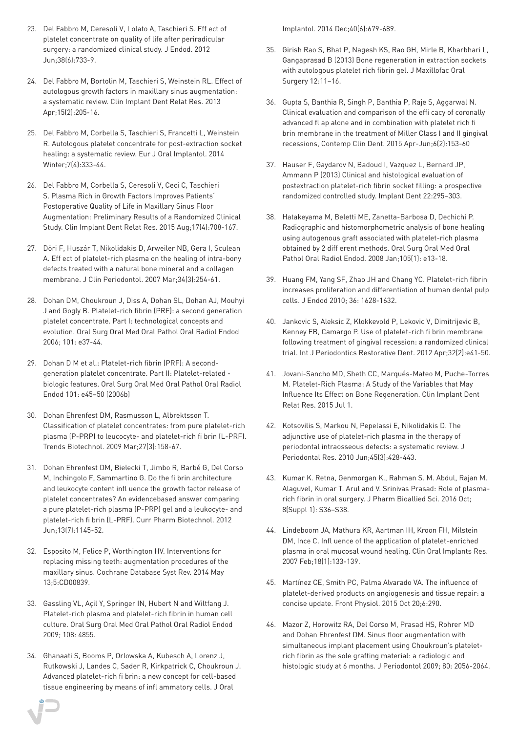23. Del Fabbro M, Ceresoli V, Lolato A, Taschieri S. Eff ect of platelet concentrate on quality of life after periradicular surgery: a randomized clinical study. J Endod. 2012 Jun;38(6):733-9.

24. Del Fabbro M, Bortolin M, Taschieri S, Weinstein RL. Effect of autologous growth factors in maxillary sinus augmentation: a systematic review. Clin Implant Dent Relat Res. 2013 Apr;15(2):205-16.

25. Del Fabbro M, Corbella S, Taschieri S, Francetti L, Weinstein R. Autologous platelet concentrate for post-extraction socket healing: a systematic review. Eur J Oral Implantol. 2014 Winter;7(4):333-44.

26. Del Fabbro M, Corbella S, Ceresoli V, Ceci C, Taschieri S. Plasma Rich in Growth Factors Improves Patients' Postoperative Quality of Life in Maxillary Sinus Floor Augmentation: Preliminary Results of a Randomized Clinical Study. Clin Implant Dent Relat Res. 2015 Aug;17(4):708-167.

27. Döri F, Huszár T, Nikolidakis D, Arweiler NB, Gera I, Sculean A. Eff ect of platelet-rich plasma on the healing of intra-bony defects treated with a natural bone mineral and a collagen membrane. J Clin Periodontol. 2007 Mar;34(3):254-61.

28. Dohan DM, Choukroun J, Diss A, Dohan SL, Dohan AJ, Mouhyi J and Gogly B. Platelet-rich fibrin (PRF): a second generation platelet concentrate. Part I: technological concepts and evolution. Oral Surg Oral Med Oral Pathol Oral Radiol Endod 2006; 101: e37-44.

29. Dohan D M et al.: Platelet-rich fibrin (PRF): A second-generation platelet concentrate. Part II: Platelet-related - biologic features. Oral Surg Oral Med Oral Pathol Oral Radiol Endod 101: e45–50 (2006b)

30. Dohan Ehrenfest DM, Rasmusson L, Albrektsson T. Classification of platelet concentrates: from pure platelet-rich plasma (P-PRP) to leucocyte- and platelet-rich fi brin (L-PRF). Trends Biotechnol. 2009 Mar;27(3):158-67.

31. Dohan Ehrenfest DM, Bielecki T, Jimbo R, Barbé G, Del Corso M, Inchingolo F, Sammartino G. Do the fi brin architecture and leukocyte content infl uence the growth factor release of platelet concentrates? An evidencebased answer comparing a pure platelet-rich plasma (P-PRP) gel and a leukocyte- and platelet-rich fi brin (L-PRF). Curr Pharm Biotechnol. 2012 Jun;13(7):1145-52.

32. Esposito M, Felice P, Worthington HV. Interventions for replacing missing teeth: augmentation procedures of the maxillary sinus. Cochrane Database Syst Rev. 2014 May 13;5:CD00839.

33. Gassling VL, Açil Y, Springer IN, Hubert N and Wiltfang J. Platelet-rich plasma and platelet-rich fibrin in human cell culture. Oral Surg Oral Med Oral Pathol Oral Radiol Endod 2009; 108: 4855.

34. Ghanaati S, Booms P, Orlowska A, Kubesch A, Lorenz J, Rutkowski J, Landes C, Sader R, Kirkpatrick C, Choukroun J. Advanced platelet-rich fi brin: a new concept for cell-based tissue engineering by means of infl ammatory cells. J Oral Implantol. 2014 Dec;40(6):679-689.

35. Girish Rao S, Bhat P, Nagesh KS, Rao GH, Mirle B, Kharbhari L, Gangaprasad B (2013) Bone regeneration in extraction sockets with autologous platelet rich fibrin gel. J Maxillofac Oral Surgery 12:11–16.

36. Gupta S, Banthia R, Singh P, Banthia P, Raje S, Aggarwal N. Clinical evaluation and comparison of the effi cacy of coronally advanced fl ap alone and in combination with platelet rich fi brin membrane in the treatment of Miller Class I and II gingival recessions, Contemp Clin Dent. 2015 Apr-Jun;6(2):153-60

37. Hauser F, Gaydarov N, Badoud I, Vazquez L, Bernard JP, Ammann P (2013) Clinical and histological evaluation of postextraction platelet-rich fibrin socket filling: a prospective randomized controlled study. Implant Dent 22:295–303.

38. Hatakeyama M, Beletti ME, Zanetta-Barbosa D, Dechichi P. Radiographic and histomorphometric analysis of bone healing using autogenous graft associated with platelet-rich plasma obtained by 2 diff erent methods. Oral Surg Oral Med Oral Pathol Oral Radiol Endod. 2008 Jan;105(1): e13-18.

39. Huang FM, Yang SF, Zhao JH and Chang YC. Platelet-rich fibrin increases proliferation and differentiation of human dental pulp cells. J Endod 2010; 36: 1628-1632.

40. Jankovic S, Aleksic Z, Klokkevold P, Lekovic V, Dimitrijevic B, Kenney EB, Camargo P. Use of platelet-rich fi brin membrane following treatment of gingival recession: a randomized clinical trial. Int J Periodontics Restorative Dent. 2012 Apr;32(2):e41-50.

41. Jovani-Sancho MD, Sheth CC, Marqués-Mateo M, Puche-Torres M. Platelet-Rich Plasma: A Study of the Variables that May Influence Its Effect on Bone Regeneration. Clin Implant Dent Relat Res. 2015 Jul 1.

42. Kotsovilis S, Markou N, Pepelassi E, Nikolidakis D. The adjunctive use of platelet-rich plasma in the therapy of periodontal intraosseous defects: a systematic review. J Periodontal Res. 2010 Jun;45(3):428-443.

43. Kumar K. Retna, Genmorgan K., Rahman S. M. Abdul, Rajan M. Alaguvel, Kumar T. Arul and V. Srinivas Prasad: Role of plasma-rich fibrin in oral surgery. J Pharm Bioallied Sci. 2016 Oct; 8(Suppl 1): S36–S38.

44. Lindeboom JA, Mathura KR, Aartman IH, Kroon FH, Milstein DM, Ince C. Infl uence of the application of platelet-enriched plasma in oral mucosal wound healing. Clin Oral Implants Res. 2007 Feb;18(1):133-139.

45. Martínez CE, Smith PC, Palma Alvarado VA. The influence of platelet-derived products on angiogenesis and tissue repair: a concise update. Front Physiol. 2015 Oct 20;6:290.

46. Mazor Z, Horowitz RA, Del Corso M, Prasad HS, Rohrer MD and Dohan Ehrenfest DM. Sinus floor augmentation with simultaneous implant placement using Choukroun's platelet-rich fibrin as the sole grafting material: a radiologic and histologic study at 6 months. J Periodontol 2009; 80: 2056-2064.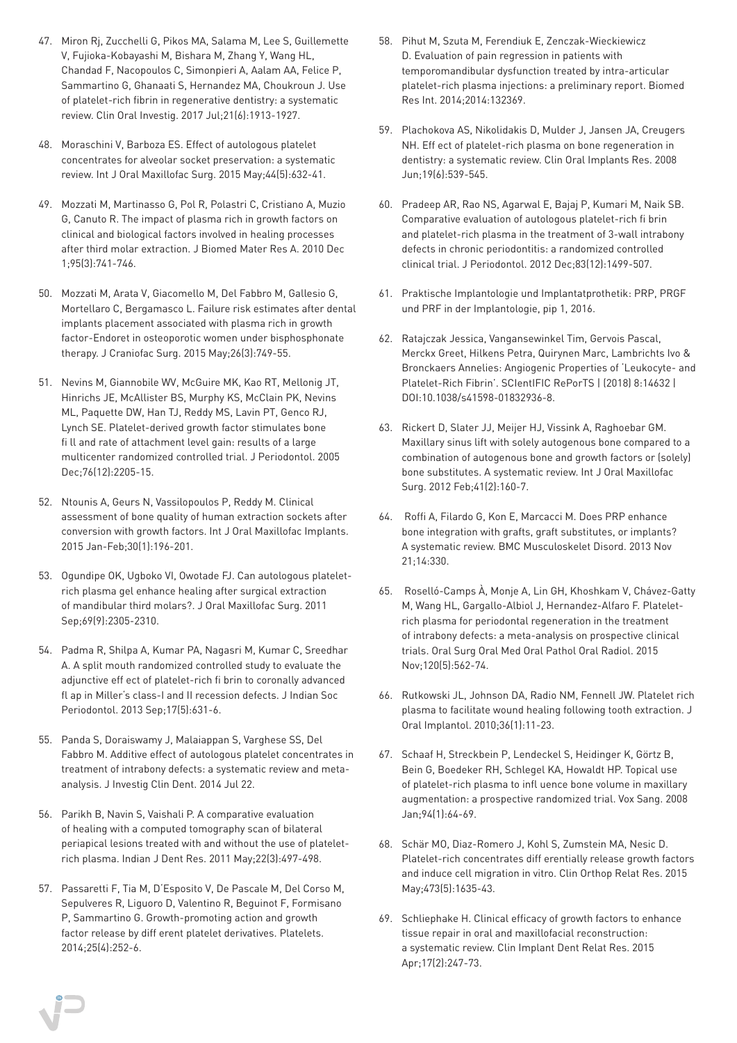47. Miron Rj, Zucchelli G, Pikos MA, Salama M, Lee S, Guillemette V, Fujioka-Kobayashi M, Bishara M, Zhang Y, Wang HL, Chandad F, Nacopoulos C, Simonpieri A, Aalam AA, Felice P, Sammartino G, Ghanaati S, Hernandez MA, Choukroun J. Use of platelet-rich fibrin in regenerative dentistry: a systematic review. Clin Oral Investig. 2017 Jul;21(6):1913-1927.

48. Moraschini V, Barboza ES. Effect of autologous platelet concentrates for alveolar socket preservation: a systematic review. Int J Oral Maxillofac Surg. 2015 May;44(5):632-41.

49. Mozzati M, Martinasso G, Pol R, Polastri C, Cristiano A, Muzio G, Canuto R. The impact of plasma rich in growth factors on clinical and biological factors involved in healing processes after third molar extraction. J Biomed Mater Res A. 2010 Dec 1;95(3):741-746.

50. Mozzati M, Arata V, Giacomello M, Del Fabbro M, Gallesio G, Mortellaro C, Bergamasco L. Failure risk estimates after dental implants placement associated with plasma rich in growth factor-Endoret in osteoporotic women under bisphosphonate therapy. J Craniofac Surg. 2015 May;26(3):749-55.

51. Nevins M, Giannobile WV, McGuire MK, Kao RT, Mellonig JT, Hinrichs JE, McAllister BS, Murphy KS, McClain PK, Nevins ML, Paquette DW, Han TJ, Reddy MS, Lavin PT, Genco RJ, Lynch SE. Platelet-derived growth factor stimulates bone fi ll and rate of attachment level gain: results of a large multicenter randomized controlled trial. J Periodontol. 2005 Dec;76(12):2205-15.

52. Ntounis A, Geurs N, Vassilopoulos P, Reddy M. Clinical assessment of bone quality of human extraction sockets after conversion with growth factors. Int J Oral Maxillofac Implants. 2015 Jan-Feb;30(1):196-201.

53. Ogundipe OK, Ugboko VI, Owotade FJ. Can autologous platelet-rich plasma gel enhance healing after surgical extraction of mandibular third molars?. J Oral Maxillofac Surg. 2011 Sep;69(9):2305-2310.

54. Padma R, Shilpa A, Kumar PA, Nagasri M, Kumar C, Sreedhar A. A split mouth randomized controlled study to evaluate the adjunctive eff ect of platelet-rich fi brin to coronally advanced fl ap in Miller's class-I and II recession defects. J Indian Soc Periodontol. 2013 Sep;17(5):631-6.

55. Panda S, Doraiswamy J, Malaiappan S, Varghese SS, Del Fabbro M. Additive effect of autologous platelet concentrates in treatment of intrabony defects: a systematic review and meta-analysis. J Investig Clin Dent. 2014 Jul 22.

56. Parikh B, Navin S, Vaishali P. A comparative evaluation of healing with a computed tomography scan of bilateral periapical lesions treated with and without the use of platelet-rich plasma. Indian J Dent Res. 2011 May;22(3):497-498.

57. Passaretti F, Tia M, D'Esposito V, De Pascale M, Del Corso M, Sepulveres R, Liguoro D, Valentino R, Beguinot F, Formisano P, Sammartino G. Growth-promoting action and growth factor release by diff erent platelet derivatives. Platelets. 2014;25(4):252-6.

58. Pihut M, Szuta M, Ferendiuk E, Zenczak-Wieckiewicz D. Evaluation of pain regression in patients with temporomandibular dysfunction treated by intra-articular platelet-rich plasma injections: a preliminary report. Biomed Res Int. 2014;2014:132369.

59. Plachokova AS, Nikolidakis D, Mulder J, Jansen JA, Creugers NH. Eff ect of platelet-rich plasma on bone regeneration in dentistry: a systematic review. Clin Oral Implants Res. 2008 Jun;19(6):539-545.

60. Pradeep AR, Rao NS, Agarwal E, Bajaj P, Kumari M, Naik SB. Comparative evaluation of autologous platelet-rich fi brin and platelet-rich plasma in the treatment of 3-wall intrabony defects in chronic periodontitis: a randomized controlled clinical trial. J Periodontol. 2012 Dec;83(12):1499-507.

61. Praktische Implantologie und Implantatprothetik: PRP, PRGF und PRF in der Implantologie, pip 1, 2016.

62. Ratajczak Jessica, Vangansewinkel Tim, Gervois Pascal, Merckx Greet, Hilkens Petra, Quirynen Marc, Lambrichts Ivo & Bronckaers Annelies: Angiogenic Properties of 'Leukocyte- and Platelet-Rich Fibrin'. SCIentIFIC RePorTS | (2018) 8:14632 | DOI:10.1038/s41598-01832936-8.

63. Rickert D, Slater JJ, Meijer HJ, Vissink A, Raghoebar GM. Maxillary sinus lift with solely autogenous bone compared to a combination of autogenous bone and growth factors or (solely) bone substitutes. A systematic review. Int J Oral Maxillofac Surg. 2012 Feb;41(2):160-7.

64. Roffi A, Filardo G, Kon E, Marcacci M. Does PRP enhance bone integration with grafts, graft substitutes, or implants? A systematic review. BMC Musculoskelet Disord. 2013 Nov 21;14:330.

65. Roselló-Camps À, Monje A, Lin GH, Khoshkam V, Chávez-Gatty M, Wang HL, Gargallo-Albiol J, Hernandez-Alfaro F. Platelet-rich plasma for periodontal regeneration in the treatment of intrabony defects: a meta-analysis on prospective clinical trials. Oral Surg Oral Med Oral Pathol Oral Radiol. 2015 Nov;120(5):562-74.

66. Rutkowski JL, Johnson DA, Radio NM, Fennell JW. Platelet rich plasma to facilitate wound healing following tooth extraction. J Oral Implantol. 2010;36(1):11-23.

67. Schaaf H, Streckbein P, Lendeckel S, Heidinger K, Görtz B, Bein G, Boedeker RH, Schlegel KA, Howaldt HP. Topical use of platelet-rich plasma to infl uence bone volume in maxillary augmentation: a prospective randomized trial. Vox Sang. 2008 Jan;94(1):64-69.

68. Schär MO, Diaz-Romero J, Kohl S, Zumstein MA, Nesic D. Platelet-rich concentrates diff erentially release growth factors and induce cell migration in vitro. Clin Orthop Relat Res. 2015 May;473(5):1635-43.

69. Schliephake H. Clinical efficacy of growth factors to enhance tissue repair in oral and maxillofacial reconstruction: a systematic review. Clin Implant Dent Relat Res. 2015 Apr;17(2):247-73.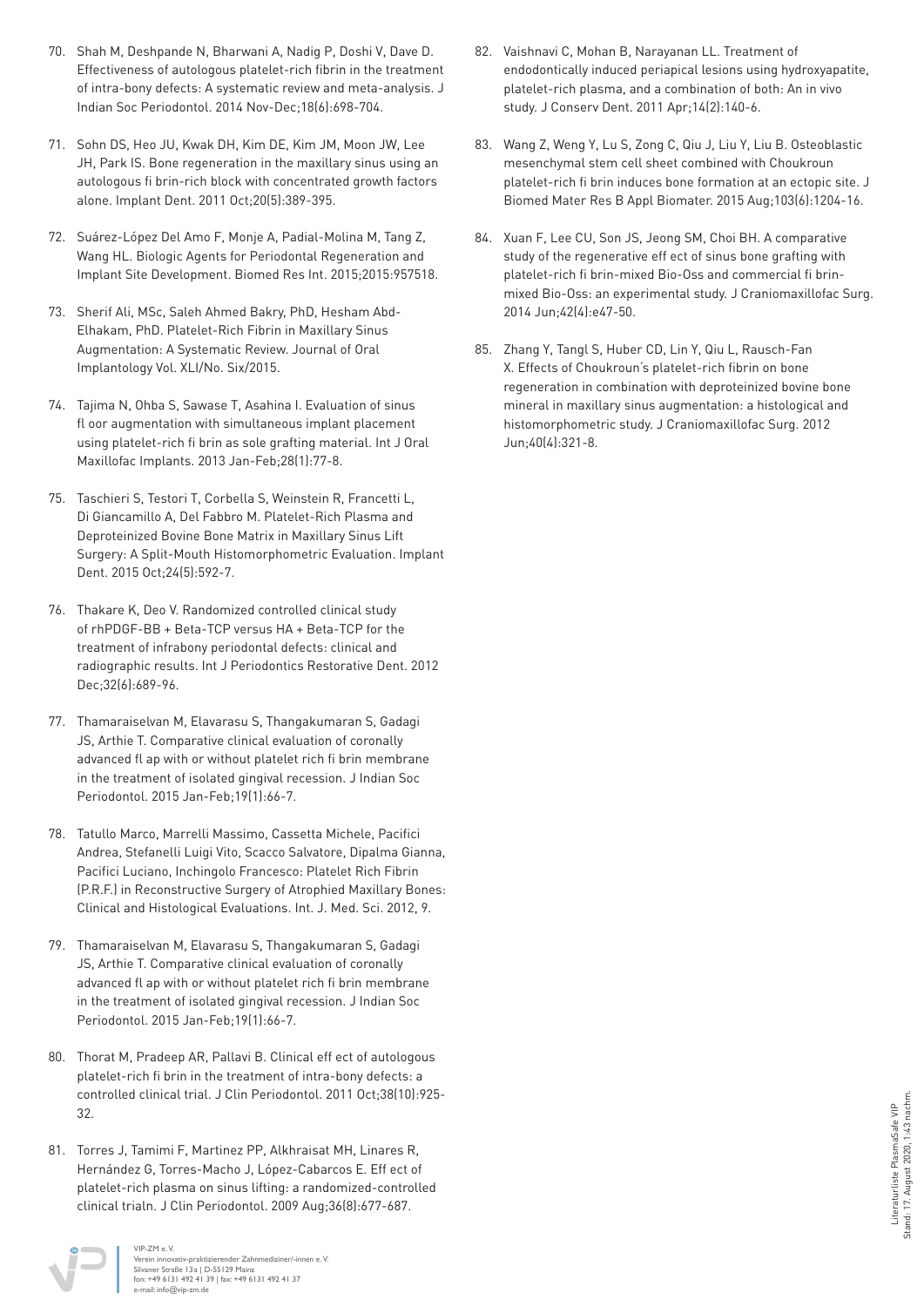70. Shah M, Deshpande N, Bharwani A, Nadig P, Doshi V, Dave D. Effectiveness of autologous platelet-rich fibrin in the treatment of intra-bony defects: A systematic review and meta-analysis. J Indian Soc Periodontol. 2014 Nov-Dec;18(6):698-704.

71. Sohn DS, Heo JU, Kwak DH, Kim DE, Kim JM, Moon JW, Lee JH, Park IS. Bone regeneration in the maxillary sinus using an autologous fi brin-rich block with concentrated growth factors alone. Implant Dent. 2011 Oct;20(5):389-395.

72. Suárez-López Del Amo F, Monje A, Padial-Molina M, Tang Z, Wang HL. Biologic Agents for Periodontal Regeneration and Implant Site Development. Biomed Res Int. 2015;2015:957518.

73. Sherif Ali, MSc, Saleh Ahmed Bakry, PhD, Hesham Abd-Elhakam, PhD. Platelet-Rich Fibrin in Maxillary Sinus Augmentation: A Systematic Review. Journal of Oral Implantology Vol. XLI/No. Six/2015.

74. Tajima N, Ohba S, Sawase T, Asahina I. Evaluation of sinus fl oor augmentation with simultaneous implant placement using platelet-rich fi brin as sole grafting material. Int J Oral Maxillofac Implants. 2013 Jan-Feb;28(1):77-8.

75. Taschieri S, Testori T, Corbella S, Weinstein R, Francetti L, Di Giancamillo A, Del Fabbro M. Platelet-Rich Plasma and Deproteinized Bovine Bone Matrix in Maxillary Sinus Lift Surgery: A Split-Mouth Histomorphometric Evaluation. Implant Dent. 2015 Oct;24(5):592-7.

76. Thakare K, Deo V. Randomized controlled clinical study of rhPDGF-BB + Beta-TCP versus HA + Beta-TCP for the treatment of infrabony periodontal defects: clinical and radiographic results. Int J Periodontics Restorative Dent. 2012 Dec;32(6):689-96.

77. Thamaraiselvan M, Elavarasu S, Thangakumaran S, Gadagi JS, Arthie T. Comparative clinical evaluation of coronally advanced fl ap with or without platelet rich fi brin membrane in the treatment of isolated gingival recession. J Indian Soc Periodontol. 2015 Jan-Feb;19(1):66-7.

78. Tatullo Marco, Marrelli Massimo, Cassetta Michele, Pacifici Andrea, Stefanelli Luigi Vito, Scacco Salvatore, Dipalma Gianna, Pacifici Luciano, Inchingolo Francesco: Platelet Rich Fibrin (P.R.F.) in Reconstructive Surgery of Atrophied Maxillary Bones: Clinical and Histological Evaluations. Int. J. Med. Sci. 2012, 9.

79. Thamaraiselvan M, Elavarasu S, Thangakumaran S, Gadagi JS, Arthie T. Comparative clinical evaluation of coronally advanced fl ap with or without platelet rich fi brin membrane in the treatment of isolated gingival recession. J Indian Soc Periodontol. 2015 Jan-Feb;19(1):66-7.

80. Thorat M, Pradeep AR, Pallavi B. Clinical eff ect of autologous platelet-rich fi brin in the treatment of intra-bony defects: a controlled clinical trial. J Clin Periodontol. 2011 Oct;38(10):925-32.

81. Torres J, Tamimi F, Martinez PP, Alkhraisat MH, Linares R, Hernández G, Torres-Macho J, López-Cabarcos E. Eff ect of platelet-rich plasma on sinus lifting: a randomized-controlled clinical trialn. J Clin Periodontol. 2009 Aug;36(8):677-687.

82. Vaishnavi C, Mohan B, Narayanan LL. Treatment of endodontically induced periapical lesions using hydroxyapatite, platelet-rich plasma, and a combination of both: An in vivo study. J Conserv Dent. 2011 Apr;14(2):140-6.

83. Wang Z, Weng Y, Lu S, Zong C, Qiu J, Liu Y, Liu B. Osteoblastic mesenchymal stem cell sheet combined with Choukroun platelet-rich fi brin induces bone formation at an ectopic site. J Biomed Mater Res B Appl Biomater. 2015 Aug;103(6):1204-16.

84. Xuan F, Lee CU, Son JS, Jeong SM, Choi BH. A comparative study of the regenerative eff ect of sinus bone grafting with platelet-rich fi brin-mixed Bio-Oss and commercial fi brin-mixed Bio-Oss: an experimental study. J Craniomaxillofac Surg. 2014 Jun;42(4):e47-50.

85. Zhang Y, Tangl S, Huber CD, Lin Y, Qiu L, Rausch-Fan X. Effects of Choukroun's platelet-rich fibrin on bone regeneration in combination with deproteinized bovine bone mineral in maxillary sinus augmentation: a histological and histomorphometric study. J Craniomaxillofac Surg. 2012 Jun;40(4):321-8.

VIP-ZM e.V.
Verein innovativ-praktizierender Zahnmediziner/-innen e.V.
Silvaner Straße 13a | D-55129 Mainz
fon: +49 6131 492 41 39 | fax: +49 6131 492 41 37
e-mail: info@vip-zm.de

Literaturliste PlasmaSafe VIP
Stand: 17. August 2020, 1:43 nachm.